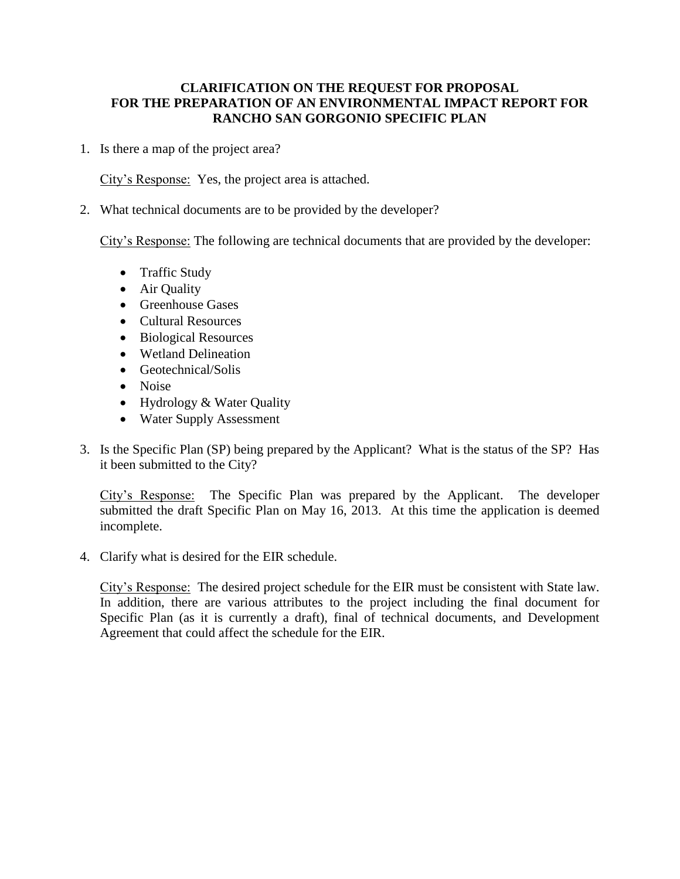# CLARIFICATION ON THE REQUEST FOR PROPOSAL FOR THE PREPARATION OF AN ENVIRONMENTAL IMPACT REPORT FOR RANCHO SAN GORGONIO SPECIFIC PLAN

1. Is there a map of the project area?

   <u>City's Response:</u> Yes, the project area is attached.

2. What technical documents are to be provided by the developer?

   <u>City's Response:</u> The following are technical documents that are provided by the developer:

   - Traffic Study
   - Air Quality
   - Greenhouse Gases
   - Cultural Resources
   - Biological Resources
   - Wetland Delineation
   - Geotechnical/Solis
   - Noise
   - Hydrology & Water Quality
   - Water Supply Assessment

3. Is the Specific Plan (SP) being prepared by the Applicant? What is the status of the SP? Has it been submitted to the City?

   <u>City's Response:</u> The Specific Plan was prepared by the Applicant. The developer submitted the draft Specific Plan on May 16, 2013. At this time the application is deemed incomplete.

4. Clarify what is desired for the EIR schedule.

   <u>City's Response:</u> The desired project schedule for the EIR must be consistent with State law. In addition, there are various attributes to the project including the final document for Specific Plan (as it is currently a draft), final of technical documents, and Development Agreement that could affect the schedule for the EIR.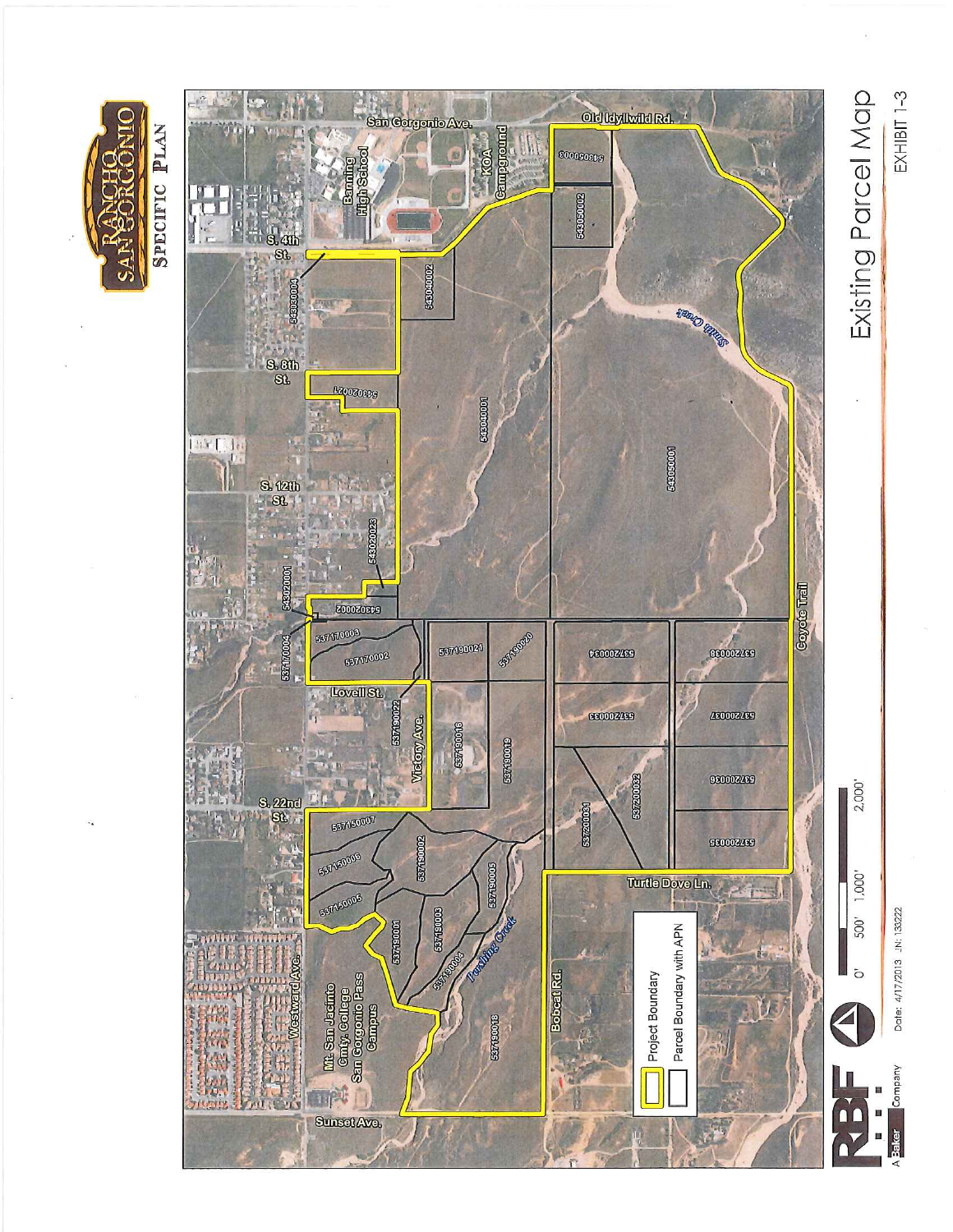RANCHO SAN GORGONIO

SPECIFIC PLAN

San Gorgonio Ave.

Old Idyllwild Rd.

Banning High School

KOA Campground

S. 4th St.

S. 8th St.

S. 12th St.

Lovell St.

Victory Ave.

S. 22nd St.

Westward Ave.

Mt. San Jacinto Cmty. College San Gorgonio Pass Campus

Sunset Ave.

Bobcat Rd.

Turtle Dove Ln.

Coyote Trail

Smith Creek

Pershing Creek

543030004

543040002

543020027

543040001

543050003

543050002

543050001

543020023

543020001

543020002

537170004

537170003

537170002

537190021

537190020

537200034

537200038

537190022

537190018

537190019

537200033

537200037

537150007

537150006

537150005

537190002

537190001

537190003

537190005

537190004

537190016

537200031

537200032

537200036

537200035

Project Boundary

Parcel Boundary with APN

0' 500' 1,000' 2,000'

RBF A Baker Company

Date: 4/17/2013 JN: 133222

Existing Parcel Map

EXHIBIT 1-3